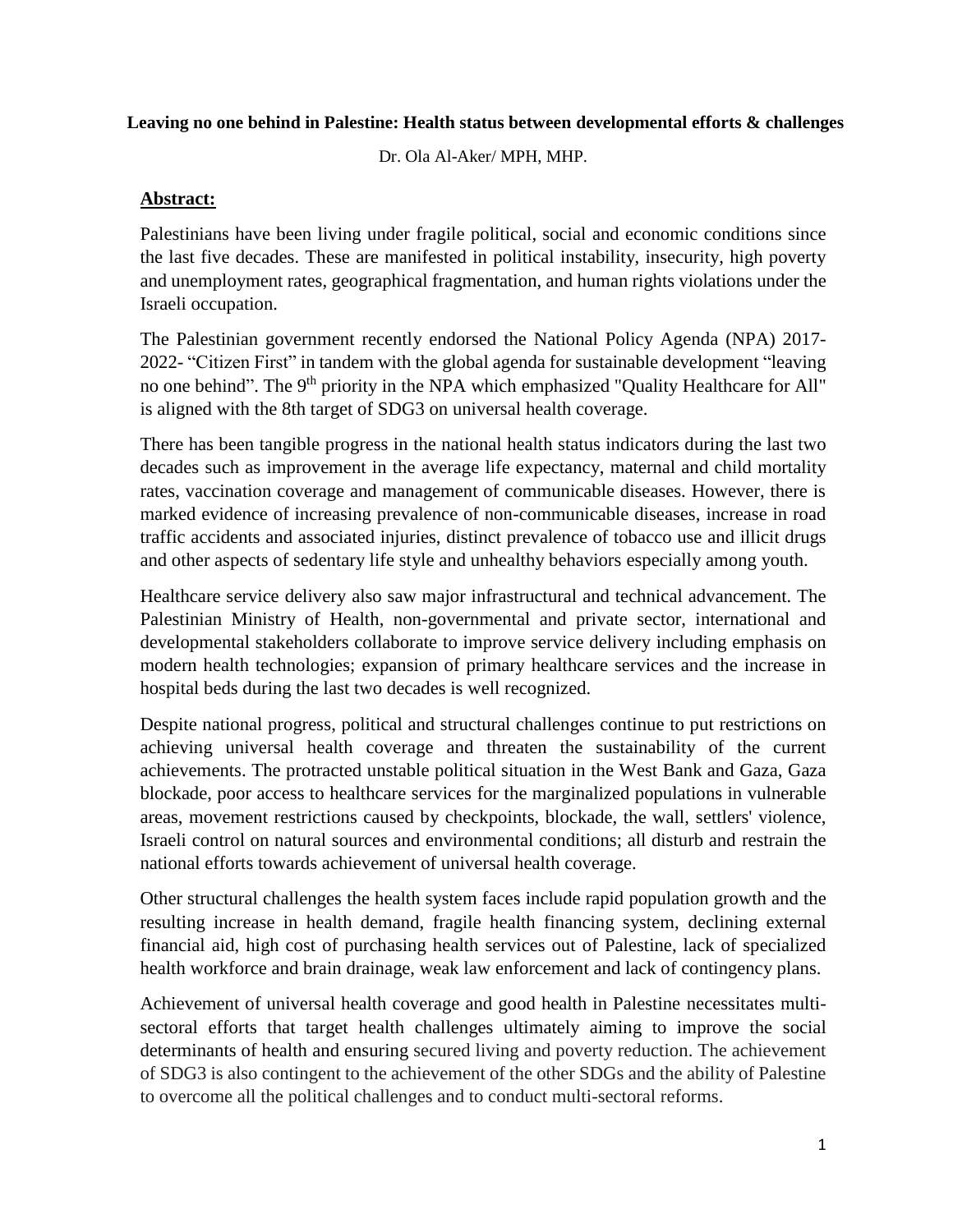**Leaving no one behind in Palestine: Health status between developmental efforts & challenges**

Dr. Ola Al-Aker/ MPH, MHP.

## Abstract:

Palestinians have been living under fragile political, social and economic conditions since the last five decades. These are manifested in political instability, insecurity, high poverty and unemployment rates, geographical fragmentation, and human rights violations under the Israeli occupation.

The Palestinian government recently endorsed the National Policy Agenda (NPA) 2017-2022- "Citizen First" in tandem with the global agenda for sustainable development "leaving no one behind". The 9th priority in the NPA which emphasized "Quality Healthcare for All" is aligned with the 8th target of SDG3 on universal health coverage.

There has been tangible progress in the national health status indicators during the last two decades such as improvement in the average life expectancy, maternal and child mortality rates, vaccination coverage and management of communicable diseases. However, there is marked evidence of increasing prevalence of non-communicable diseases, increase in road traffic accidents and associated injuries, distinct prevalence of tobacco use and illicit drugs and other aspects of sedentary life style and unhealthy behaviors especially among youth.

Healthcare service delivery also saw major infrastructural and technical advancement. The Palestinian Ministry of Health, non-governmental and private sector, international and developmental stakeholders collaborate to improve service delivery including emphasis on modern health technologies; expansion of primary healthcare services and the increase in hospital beds during the last two decades is well recognized.

Despite national progress, political and structural challenges continue to put restrictions on achieving universal health coverage and threaten the sustainability of the current achievements. The protracted unstable political situation in the West Bank and Gaza, Gaza blockade, poor access to healthcare services for the marginalized populations in vulnerable areas, movement restrictions caused by checkpoints, blockade, the wall, settlers' violence, Israeli control on natural sources and environmental conditions; all disturb and restrain the national efforts towards achievement of universal health coverage.

Other structural challenges the health system faces include rapid population growth and the resulting increase in health demand, fragile health financing system, declining external financial aid, high cost of purchasing health services out of Palestine, lack of specialized health workforce and brain drainage, weak law enforcement and lack of contingency plans.

Achievement of universal health coverage and good health in Palestine necessitates multi-sectoral efforts that target health challenges ultimately aiming to improve the social determinants of health and ensuring secured living and poverty reduction. The achievement of SDG3 is also contingent to the achievement of the other SDGs and the ability of Palestine to overcome all the political challenges and to conduct multi-sectoral reforms.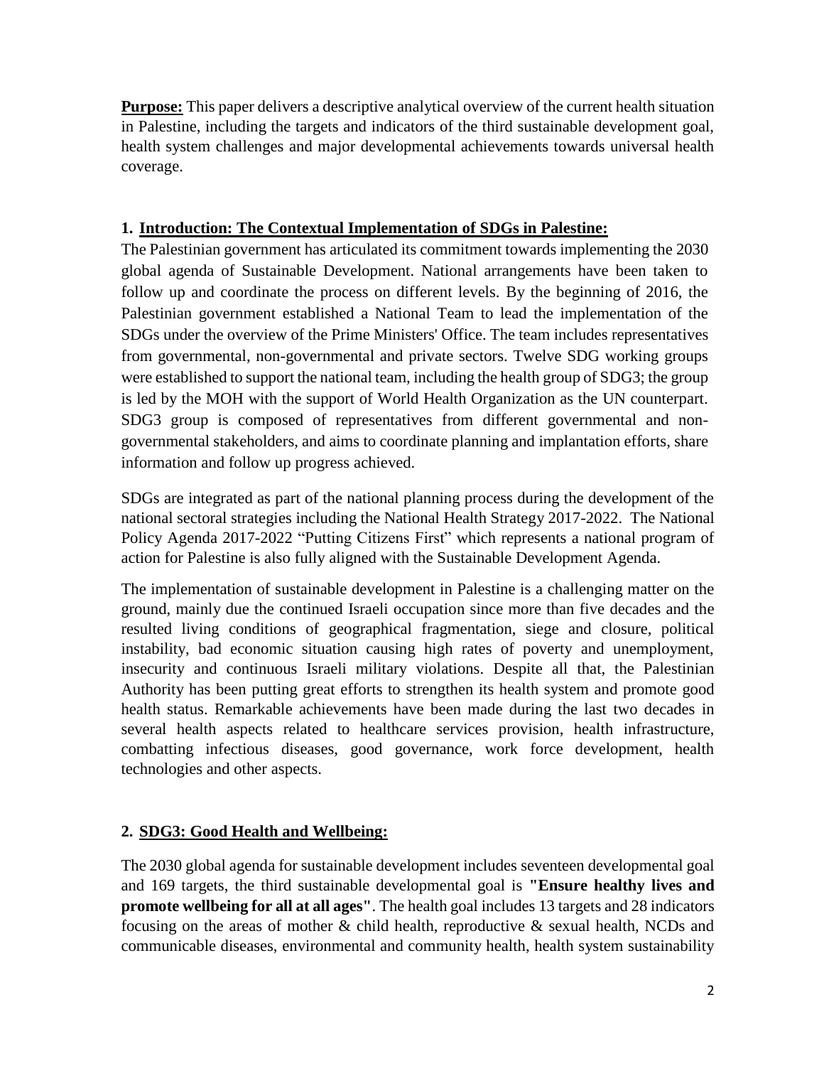**Purpose:** This paper delivers a descriptive analytical overview of the current health situation in Palestine, including the targets and indicators of the third sustainable development goal, health system challenges and major developmental achievements towards universal health coverage.

## 1. Introduction: The Contextual Implementation of SDGs in Palestine:

The Palestinian government has articulated its commitment towards implementing the 2030 global agenda of Sustainable Development. National arrangements have been taken to follow up and coordinate the process on different levels. By the beginning of 2016, the Palestinian government established a National Team to lead the implementation of the SDGs under the overview of the Prime Ministers' Office. The team includes representatives from governmental, non-governmental and private sectors. Twelve SDG working groups were established to support the national team, including the health group of SDG3; the group is led by the MOH with the support of World Health Organization as the UN counterpart. SDG3 group is composed of representatives from different governmental and non-governmental stakeholders, and aims to coordinate planning and implantation efforts, share information and follow up progress achieved.

SDGs are integrated as part of the national planning process during the development of the national sectoral strategies including the National Health Strategy 2017-2022. The National Policy Agenda 2017-2022 "Putting Citizens First" which represents a national program of action for Palestine is also fully aligned with the Sustainable Development Agenda.

The implementation of sustainable development in Palestine is a challenging matter on the ground, mainly due the continued Israeli occupation since more than five decades and the resulted living conditions of geographical fragmentation, siege and closure, political instability, bad economic situation causing high rates of poverty and unemployment, insecurity and continuous Israeli military violations. Despite all that, the Palestinian Authority has been putting great efforts to strengthen its health system and promote good health status. Remarkable achievements have been made during the last two decades in several health aspects related to healthcare services provision, health infrastructure, combatting infectious diseases, good governance, work force development, health technologies and other aspects.

## 2. SDG3: Good Health and Wellbeing:

The 2030 global agenda for sustainable development includes seventeen developmental goal and 169 targets, the third sustainable developmental goal is **"Ensure healthy lives and promote wellbeing for all at all ages"**. The health goal includes 13 targets and 28 indicators focusing on the areas of mother & child health, reproductive & sexual health, NCDs and communicable diseases, environmental and community health, health system sustainability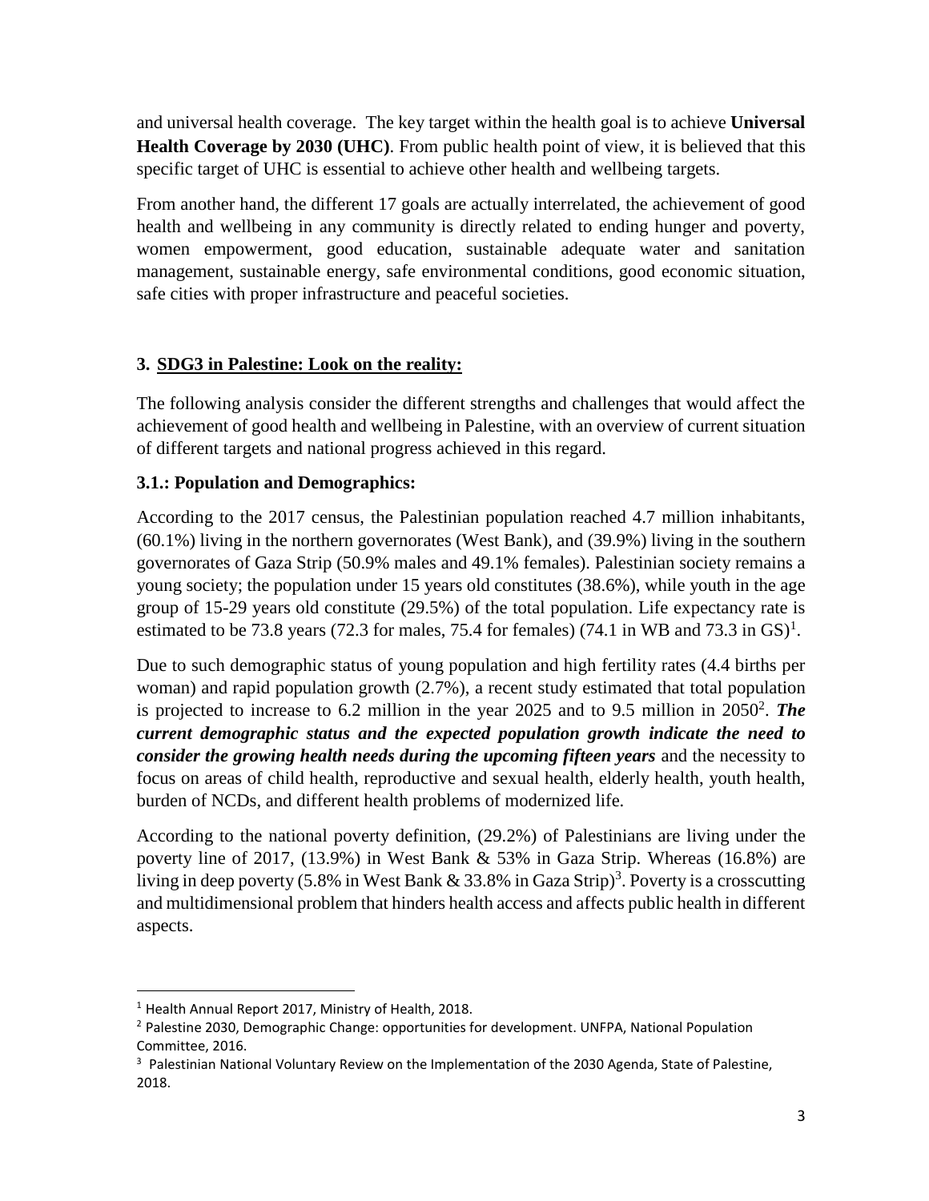and universal health coverage. The key target within the health goal is to achieve **Universal Health Coverage by 2030 (UHC)**. From public health point of view, it is believed that this specific target of UHC is essential to achieve other health and wellbeing targets.

From another hand, the different 17 goals are actually interrelated, the achievement of good health and wellbeing in any community is directly related to ending hunger and poverty, women empowerment, good education, sustainable adequate water and sanitation management, sustainable energy, safe environmental conditions, good economic situation, safe cities with proper infrastructure and peaceful societies.

## 3. SDG3 in Palestine: Look on the reality:

The following analysis consider the different strengths and challenges that would affect the achievement of good health and wellbeing in Palestine, with an overview of current situation of different targets and national progress achieved in this regard.

### 3.1.: Population and Demographics:

According to the 2017 census, the Palestinian population reached 4.7 million inhabitants, (60.1%) living in the northern governorates (West Bank), and (39.9%) living in the southern governorates of Gaza Strip (50.9% males and 49.1% females). Palestinian society remains a young society; the population under 15 years old constitutes (38.6%), while youth in the age group of 15-29 years old constitute (29.5%) of the total population. Life expectancy rate is estimated to be 73.8 years (72.3 for males, 75.4 for females) (74.1 in WB and 73.3 in GS)[1].

Due to such demographic status of young population and high fertility rates (4.4 births per woman) and rapid population growth (2.7%), a recent study estimated that total population is projected to increase to 6.2 million in the year 2025 and to 9.5 million in 2050[2]. ***The current demographic status and the expected population growth indicate the need to consider the growing health needs during the upcoming fifteen years*** and the necessity to focus on areas of child health, reproductive and sexual health, elderly health, youth health, burden of NCDs, and different health problems of modernized life.

According to the national poverty definition, (29.2%) of Palestinians are living under the poverty line of 2017, (13.9%) in West Bank & 53% in Gaza Strip. Whereas (16.8%) are living in deep poverty (5.8% in West Bank & 33.8% in Gaza Strip)[3]. Poverty is a crosscutting and multidimensional problem that hinders health access and affects public health in different aspects.

---

[1] Health Annual Report 2017, Ministry of Health, 2018.

[2] Palestine 2030, Demographic Change: opportunities for development. UNFPA, National Population Committee, 2016.

[3] Palestinian National Voluntary Review on the Implementation of the 2030 Agenda, State of Palestine, 2018.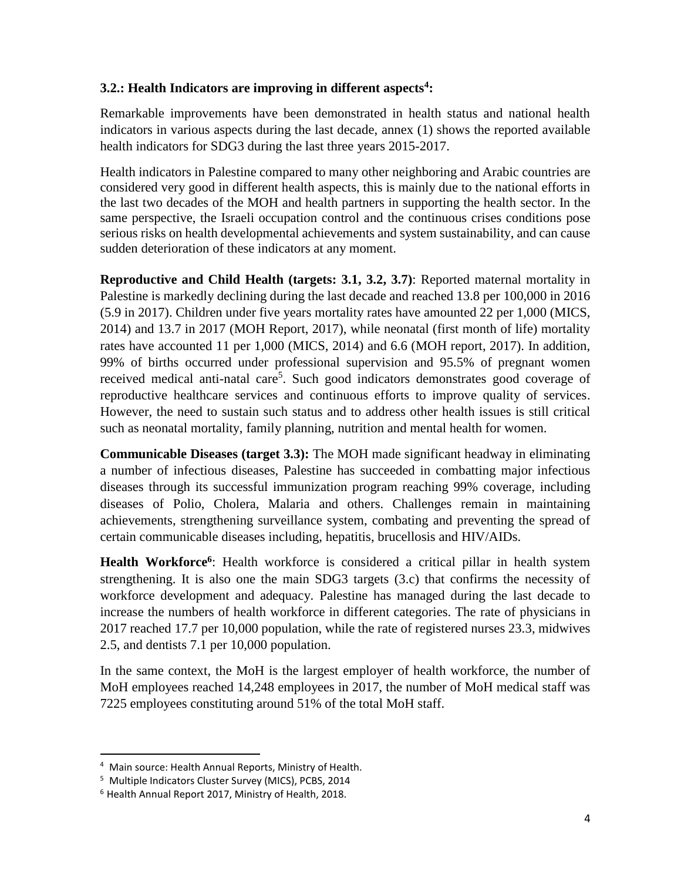### 3.2.: Health Indicators are improving in different aspects[4]:

Remarkable improvements have been demonstrated in health status and national health indicators in various aspects during the last decade, annex (1) shows the reported available health indicators for SDG3 during the last three years 2015-2017.

Health indicators in Palestine compared to many other neighboring and Arabic countries are considered very good in different health aspects, this is mainly due to the national efforts in the last two decades of the MOH and health partners in supporting the health sector. In the same perspective, the Israeli occupation control and the continuous crises conditions pose serious risks on health developmental achievements and system sustainability, and can cause sudden deterioration of these indicators at any moment.

**Reproductive and Child Health (targets: 3.1, 3.2, 3.7)**: Reported maternal mortality in Palestine is markedly declining during the last decade and reached 13.8 per 100,000 in 2016 (5.9 in 2017). Children under five years mortality rates have amounted 22 per 1,000 (MICS, 2014) and 13.7 in 2017 (MOH Report, 2017), while neonatal (first month of life) mortality rates have accounted 11 per 1,000 (MICS, 2014) and 6.6 (MOH report, 2017). In addition, 99% of births occurred under professional supervision and 95.5% of pregnant women received medical anti-natal care[5]. Such good indicators demonstrates good coverage of reproductive healthcare services and continuous efforts to improve quality of services. However, the need to sustain such status and to address other health issues is still critical such as neonatal mortality, family planning, nutrition and mental health for women.

**Communicable Diseases (target 3.3):** The MOH made significant headway in eliminating a number of infectious diseases, Palestine has succeeded in combatting major infectious diseases through its successful immunization program reaching 99% coverage, including diseases of Polio, Cholera, Malaria and others. Challenges remain in maintaining achievements, strengthening surveillance system, combating and preventing the spread of certain communicable diseases including, hepatitis, brucellosis and HIV/AIDs.

**Health Workforce[6]**: Health workforce is considered a critical pillar in health system strengthening. It is also one the main SDG3 targets (3.c) that confirms the necessity of workforce development and adequacy. Palestine has managed during the last decade to increase the numbers of health workforce in different categories. The rate of physicians in 2017 reached 17.7 per 10,000 population, while the rate of registered nurses 23.3, midwives 2.5, and dentists 7.1 per 10,000 population.

In the same context, the MoH is the largest employer of health workforce, the number of MoH employees reached 14,248 employees in 2017, the number of MoH medical staff was 7225 employees constituting around 51% of the total MoH staff.

---

[4] Main source: Health Annual Reports, Ministry of Health.

[5] Multiple Indicators Cluster Survey (MICS), PCBS, 2014

[6] Health Annual Report 2017, Ministry of Health, 2018.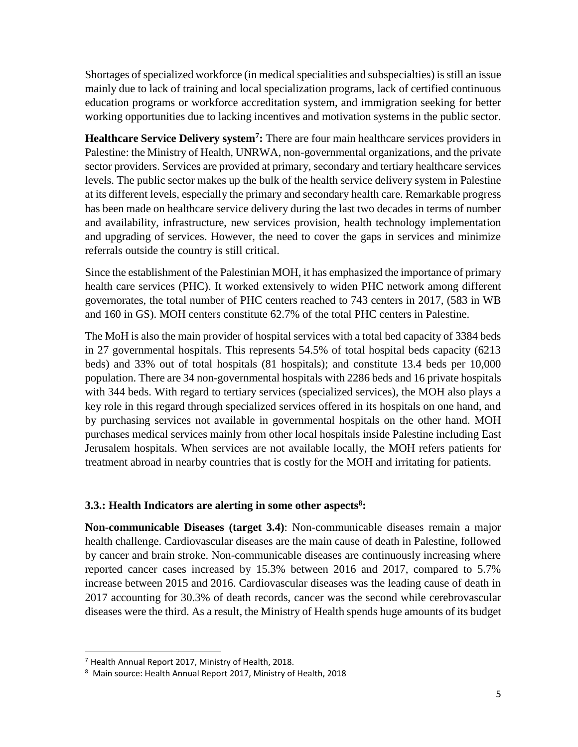Shortages of specialized workforce (in medical specialities and subspecialties) is still an issue mainly due to lack of training and local specialization programs, lack of certified continuous education programs or workforce accreditation system, and immigration seeking for better working opportunities due to lacking incentives and motivation systems in the public sector.

**Healthcare Service Delivery system[7]:** There are four main healthcare services providers in Palestine: the Ministry of Health, UNRWA, non-governmental organizations, and the private sector providers. Services are provided at primary, secondary and tertiary healthcare services levels. The public sector makes up the bulk of the health service delivery system in Palestine at its different levels, especially the primary and secondary health care. Remarkable progress has been made on healthcare service delivery during the last two decades in terms of number and availability, infrastructure, new services provision, health technology implementation and upgrading of services. However, the need to cover the gaps in services and minimize referrals outside the country is still critical.

Since the establishment of the Palestinian MOH, it has emphasized the importance of primary health care services (PHC). It worked extensively to widen PHC network among different governorates, the total number of PHC centers reached to 743 centers in 2017, (583 in WB and 160 in GS). MOH centers constitute 62.7% of the total PHC centers in Palestine.

The MoH is also the main provider of hospital services with a total bed capacity of 3384 beds in 27 governmental hospitals. This represents 54.5% of total hospital beds capacity (6213 beds) and 33% out of total hospitals (81 hospitals); and constitute 13.4 beds per 10,000 population. There are 34 non-governmental hospitals with 2286 beds and 16 private hospitals with 344 beds. With regard to tertiary services (specialized services), the MOH also plays a key role in this regard through specialized services offered in its hospitals on one hand, and by purchasing services not available in governmental hospitals on the other hand. MOH purchases medical services mainly from other local hospitals inside Palestine including East Jerusalem hospitals. When services are not available locally, the MOH refers patients for treatment abroad in nearby countries that is costly for the MOH and irritating for patients.

### 3.3.: Health Indicators are alerting in some other aspects[8]:

**Non-communicable Diseases (target 3.4)**: Non-communicable diseases remain a major health challenge. Cardiovascular diseases are the main cause of death in Palestine, followed by cancer and brain stroke. Non-communicable diseases are continuously increasing where reported cancer cases increased by 15.3% between 2016 and 2017, compared to 5.7% increase between 2015 and 2016. Cardiovascular diseases was the leading cause of death in 2017 accounting for 30.3% of death records, cancer was the second while cerebrovascular diseases were the third. As a result, the Ministry of Health spends huge amounts of its budget

---

[7] Health Annual Report 2017, Ministry of Health, 2018.

[8] Main source: Health Annual Report 2017, Ministry of Health, 2018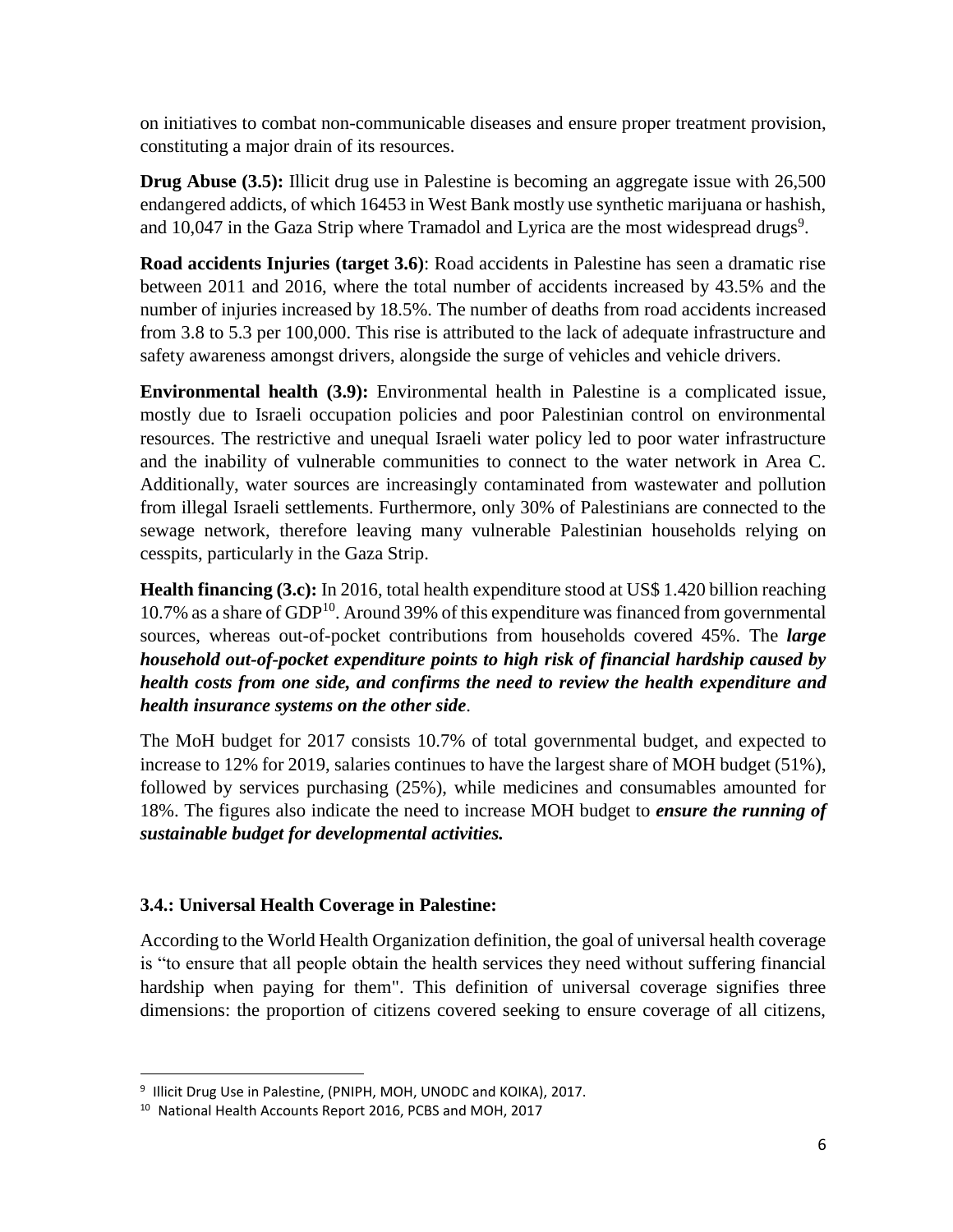on initiatives to combat non-communicable diseases and ensure proper treatment provision, constituting a major drain of its resources.

**Drug Abuse (3.5):** Illicit drug use in Palestine is becoming an aggregate issue with 26,500 endangered addicts, of which 16453 in West Bank mostly use synthetic marijuana or hashish, and 10,047 in the Gaza Strip where Tramadol and Lyrica are the most widespread drugs[9].

**Road accidents Injuries (target 3.6)**: Road accidents in Palestine has seen a dramatic rise between 2011 and 2016, where the total number of accidents increased by 43.5% and the number of injuries increased by 18.5%. The number of deaths from road accidents increased from 3.8 to 5.3 per 100,000. This rise is attributed to the lack of adequate infrastructure and safety awareness amongst drivers, alongside the surge of vehicles and vehicle drivers.

**Environmental health (3.9):** Environmental health in Palestine is a complicated issue, mostly due to Israeli occupation policies and poor Palestinian control on environmental resources. The restrictive and unequal Israeli water policy led to poor water infrastructure and the inability of vulnerable communities to connect to the water network in Area C. Additionally, water sources are increasingly contaminated from wastewater and pollution from illegal Israeli settlements. Furthermore, only 30% of Palestinians are connected to the sewage network, therefore leaving many vulnerable Palestinian households relying on cesspits, particularly in the Gaza Strip.

**Health financing (3.c):** In 2016, total health expenditure stood at US$ 1.420 billion reaching 10.7% as a share of GDP[10]. Around 39% of this expenditure was financed from governmental sources, whereas out-of-pocket contributions from households covered 45%. The ***large household out-of-pocket expenditure points to high risk of financial hardship caused by health costs from one side, and confirms the need to review the health expenditure and health insurance systems on the other side***.

The MoH budget for 2017 consists 10.7% of total governmental budget, and expected to increase to 12% for 2019, salaries continues to have the largest share of MOH budget (51%), followed by services purchasing (25%), while medicines and consumables amounted for 18%. The figures also indicate the need to increase MOH budget to ***ensure the running of sustainable budget for developmental activities.***

### 3.4.: Universal Health Coverage in Palestine:

According to the World Health Organization definition, the goal of universal health coverage is "to ensure that all people obtain the health services they need without suffering financial hardship when paying for them". This definition of universal coverage signifies three dimensions: the proportion of citizens covered seeking to ensure coverage of all citizens,

---

[9] Illicit Drug Use in Palestine, (PNIPH, MOH, UNODC and KOIKA), 2017.

[10] National Health Accounts Report 2016, PCBS and MOH, 2017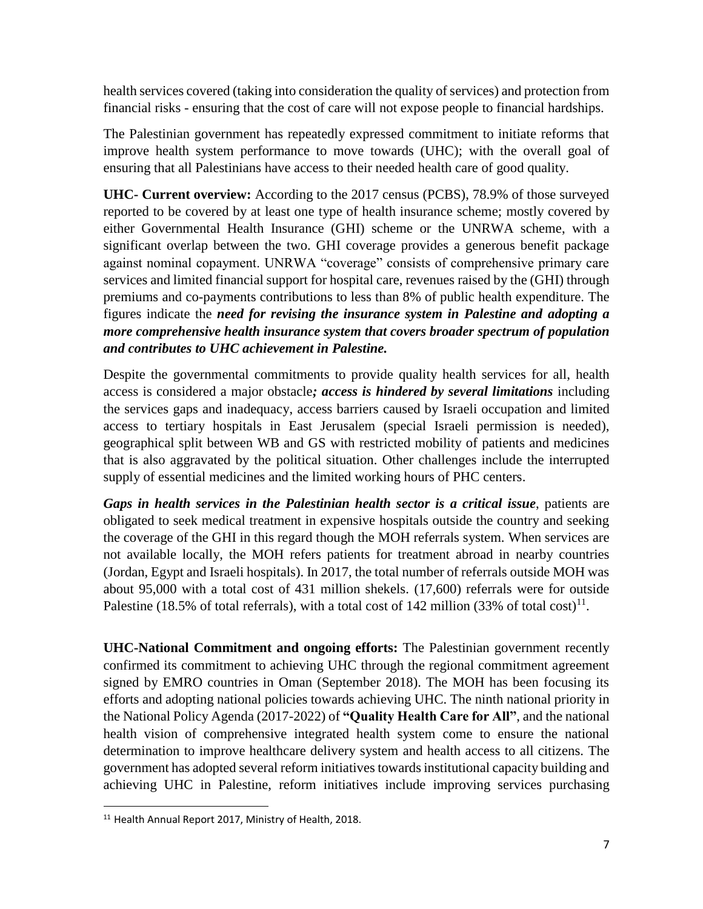health services covered (taking into consideration the quality of services) and protection from financial risks - ensuring that the cost of care will not expose people to financial hardships.

The Palestinian government has repeatedly expressed commitment to initiate reforms that improve health system performance to move towards (UHC); with the overall goal of ensuring that all Palestinians have access to their needed health care of good quality.

**UHC- Current overview:** According to the 2017 census (PCBS), 78.9% of those surveyed reported to be covered by at least one type of health insurance scheme; mostly covered by either Governmental Health Insurance (GHI) scheme or the UNRWA scheme, with a significant overlap between the two. GHI coverage provides a generous benefit package against nominal copayment. UNRWA "coverage" consists of comprehensive primary care services and limited financial support for hospital care, revenues raised by the (GHI) through premiums and co-payments contributions to less than 8% of public health expenditure. The figures indicate the ***need for revising the insurance system in Palestine and adopting a more comprehensive health insurance system that covers broader spectrum of population and contributes to UHC achievement in Palestine.***

Despite the governmental commitments to provide quality health services for all, health access is considered a major obstacle***; access is hindered by several limitations*** including the services gaps and inadequacy, access barriers caused by Israeli occupation and limited access to tertiary hospitals in East Jerusalem (special Israeli permission is needed), geographical split between WB and GS with restricted mobility of patients and medicines that is also aggravated by the political situation. Other challenges include the interrupted supply of essential medicines and the limited working hours of PHC centers.

***Gaps in health services in the Palestinian health sector is a critical issue***, patients are obligated to seek medical treatment in expensive hospitals outside the country and seeking the coverage of the GHI in this regard though the MOH referrals system. When services are not available locally, the MOH refers patients for treatment abroad in nearby countries (Jordan, Egypt and Israeli hospitals). In 2017, the total number of referrals outside MOH was about 95,000 with a total cost of 431 million shekels. (17,600) referrals were for outside Palestine (18.5% of total referrals), with a total cost of 142 million (33% of total cost)[11].

**UHC-National Commitment and ongoing efforts:** The Palestinian government recently confirmed its commitment to achieving UHC through the regional commitment agreement signed by EMRO countries in Oman (September 2018). The MOH has been focusing its efforts and adopting national policies towards achieving UHC. The ninth national priority in the National Policy Agenda (2017-2022) of **"Quality Health Care for All"**, and the national health vision of comprehensive integrated health system come to ensure the national determination to improve healthcare delivery system and health access to all citizens. The government has adopted several reform initiatives towards institutional capacity building and achieving UHC in Palestine, reform initiatives include improving services purchasing

[11] Health Annual Report 2017, Ministry of Health, 2018.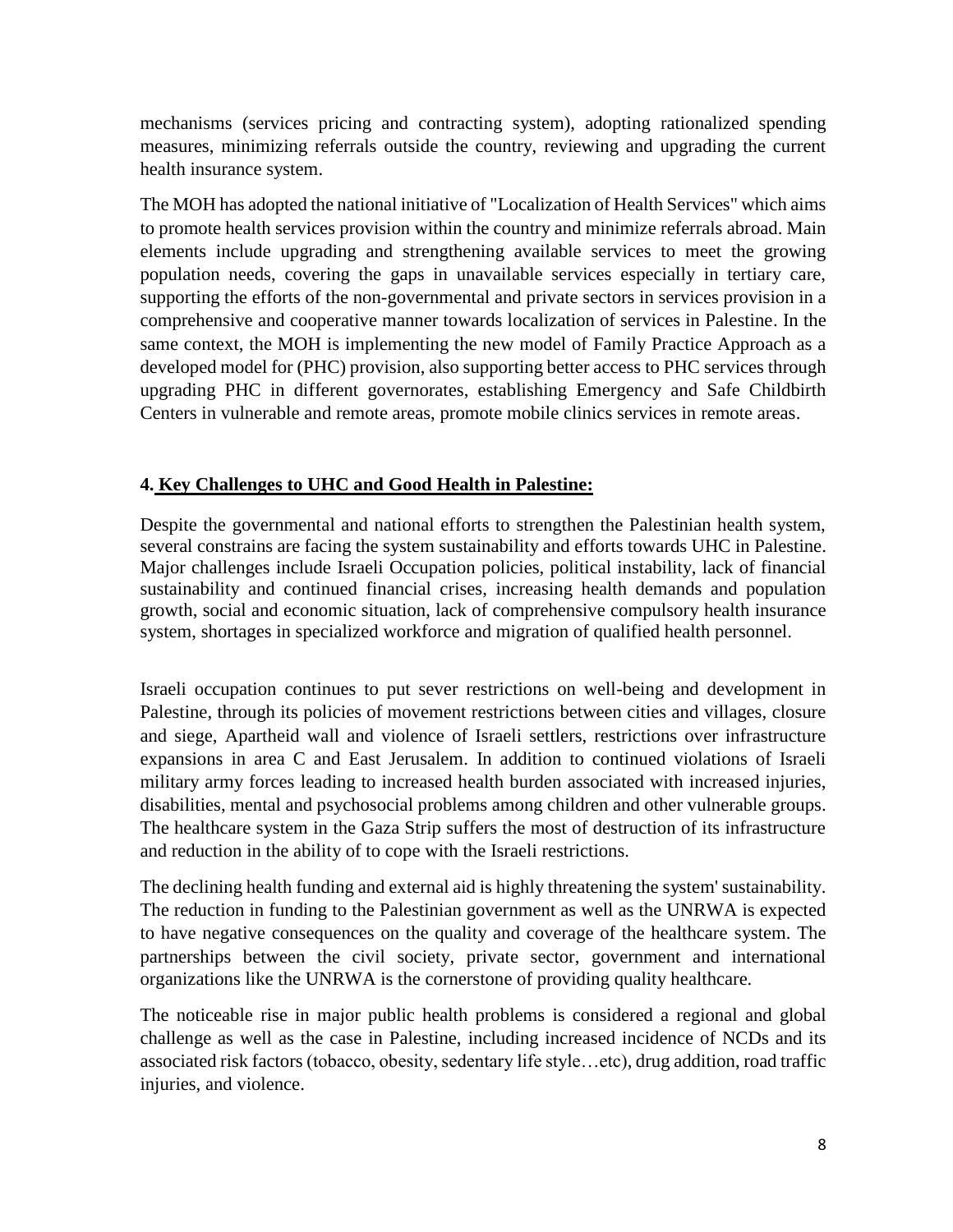mechanisms (services pricing and contracting system), adopting rationalized spending measures, minimizing referrals outside the country, reviewing and upgrading the current health insurance system.

The MOH has adopted the national initiative of "Localization of Health Services" which aims to promote health services provision within the country and minimize referrals abroad. Main elements include upgrading and strengthening available services to meet the growing population needs, covering the gaps in unavailable services especially in tertiary care, supporting the efforts of the non-governmental and private sectors in services provision in a comprehensive and cooperative manner towards localization of services in Palestine. In the same context, the MOH is implementing the new model of Family Practice Approach as a developed model for (PHC) provision, also supporting better access to PHC services through upgrading PHC in different governorates, establishing Emergency and Safe Childbirth Centers in vulnerable and remote areas, promote mobile clinics services in remote areas.

## 4. Key Challenges to UHC and Good Health in Palestine:

Despite the governmental and national efforts to strengthen the Palestinian health system, several constrains are facing the system sustainability and efforts towards UHC in Palestine. Major challenges include Israeli Occupation policies, political instability, lack of financial sustainability and continued financial crises, increasing health demands and population growth, social and economic situation, lack of comprehensive compulsory health insurance system, shortages in specialized workforce and migration of qualified health personnel.

Israeli occupation continues to put sever restrictions on well-being and development in Palestine, through its policies of movement restrictions between cities and villages, closure and siege, Apartheid wall and violence of Israeli settlers, restrictions over infrastructure expansions in area C and East Jerusalem. In addition to continued violations of Israeli military army forces leading to increased health burden associated with increased injuries, disabilities, mental and psychosocial problems among children and other vulnerable groups. The healthcare system in the Gaza Strip suffers the most of destruction of its infrastructure and reduction in the ability of to cope with the Israeli restrictions.

The declining health funding and external aid is highly threatening the system' sustainability. The reduction in funding to the Palestinian government as well as the UNRWA is expected to have negative consequences on the quality and coverage of the healthcare system. The partnerships between the civil society, private sector, government and international organizations like the UNRWA is the cornerstone of providing quality healthcare.

The noticeable rise in major public health problems is considered a regional and global challenge as well as the case in Palestine, including increased incidence of NCDs and its associated risk factors (tobacco, obesity, sedentary life style…etc), drug addition, road traffic injuries, and violence.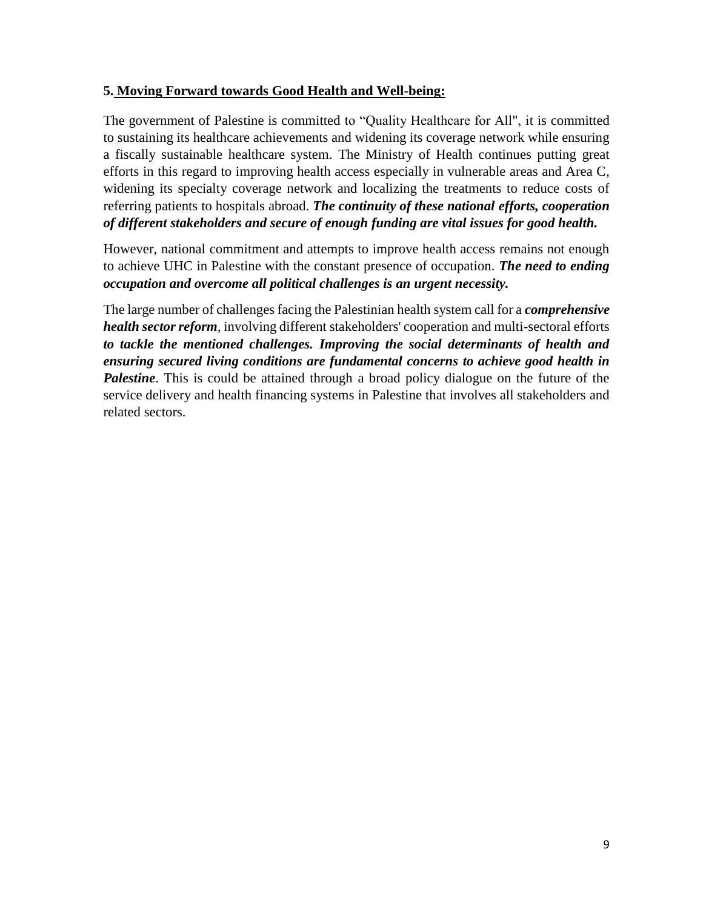## 5. Moving Forward towards Good Health and Well-being:

The government of Palestine is committed to "Quality Healthcare for All", it is committed to sustaining its healthcare achievements and widening its coverage network while ensuring a fiscally sustainable healthcare system. The Ministry of Health continues putting great efforts in this regard to improving health access especially in vulnerable areas and Area C, widening its specialty coverage network and localizing the treatments to reduce costs of referring patients to hospitals abroad. ***The continuity of these national efforts, cooperation of different stakeholders and secure of enough funding are vital issues for good health.***

However, national commitment and attempts to improve health access remains not enough to achieve UHC in Palestine with the constant presence of occupation. ***The need to ending occupation and overcome all political challenges is an urgent necessity.***

The large number of challenges facing the Palestinian health system call for a ***comprehensive health sector reform***, involving different stakeholders' cooperation and multi-sectoral efforts ***to tackle the mentioned challenges. Improving the social determinants of health and ensuring secured living conditions are fundamental concerns to achieve good health in Palestine***. This is could be attained through a broad policy dialogue on the future of the service delivery and health financing systems in Palestine that involves all stakeholders and related sectors.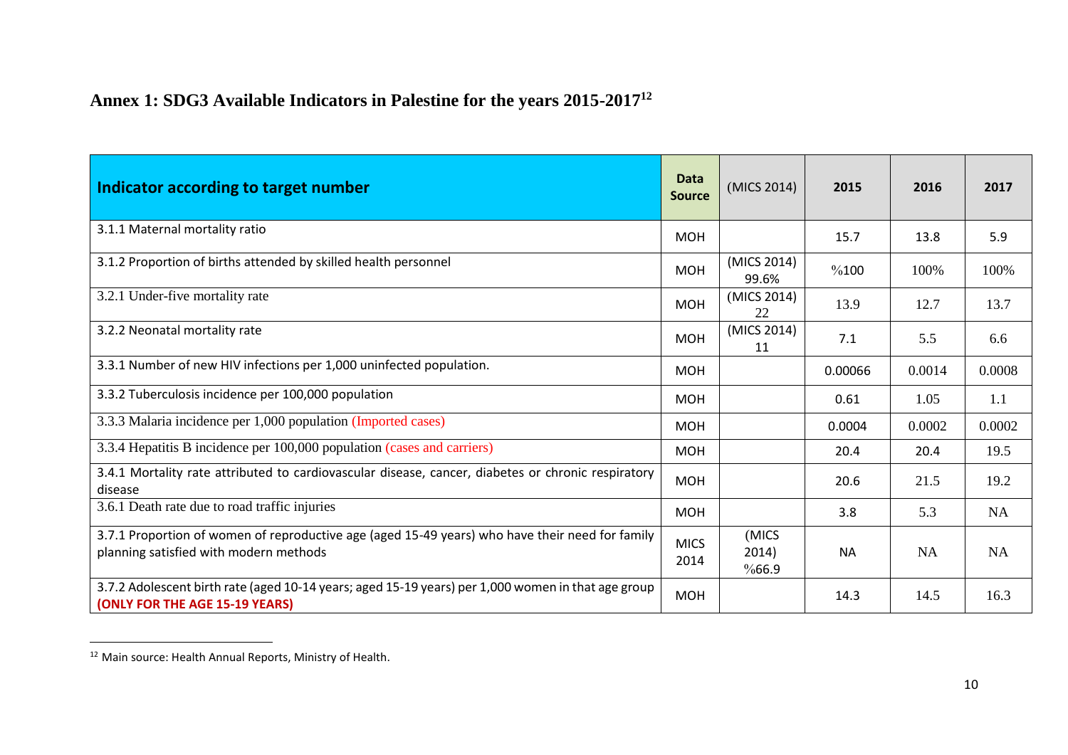# Annex 1: SDG3 Available Indicators in Palestine for the years 2015-2017[12]

| Indicator according to target number | Data Source | (MICS 2014) | 2015 | 2016 | 2017 |
|---|---|---|---|---|---|
| 3.1.1 Maternal mortality ratio | MOH | | 15.7 | 13.8 | 5.9 |
| 3.1.2 Proportion of births attended by skilled health personnel | MOH | (MICS 2014) 99.6% | %100 | 100% | 100% |
| 3.2.1 Under-five mortality rate | MOH | (MICS 2014) 22 | 13.9 | 12.7 | 13.7 |
| 3.2.2 Neonatal mortality rate | MOH | (MICS 2014) 11 | 7.1 | 5.5 | 6.6 |
| 3.3.1 Number of new HIV infections per 1,000 uninfected population. | MOH | | 0.00066 | 0.0014 | 0.0008 |
| 3.3.2 Tuberculosis incidence per 100,000 population | MOH | | 0.61 | 1.05 | 1.1 |
| 3.3.3 Malaria incidence per 1,000 population (Imported cases) | MOH | | 0.0004 | 0.0002 | 0.0002 |
| 3.3.4 Hepatitis B incidence per 100,000 population (cases and carriers) | MOH | | 20.4 | 20.4 | 19.5 |
| 3.4.1 Mortality rate attributed to cardiovascular disease, cancer, diabetes or chronic respiratory disease | MOH | | 20.6 | 21.5 | 19.2 |
| 3.6.1 Death rate due to road traffic injuries | MOH | | 3.8 | 5.3 | NA |
| 3.7.1 Proportion of women of reproductive age (aged 15-49 years) who have their need for family planning satisfied with modern methods | MICS 2014 | (MICS 2014) %66.9 | NA | NA | NA |
| 3.7.2 Adolescent birth rate (aged 10-14 years; aged 15-19 years) per 1,000 women in that age group **(ONLY FOR THE AGE 15-19 YEARS)** | MOH | | 14.3 | 14.5 | 16.3 |

[12] Main source: Health Annual Reports, Ministry of Health.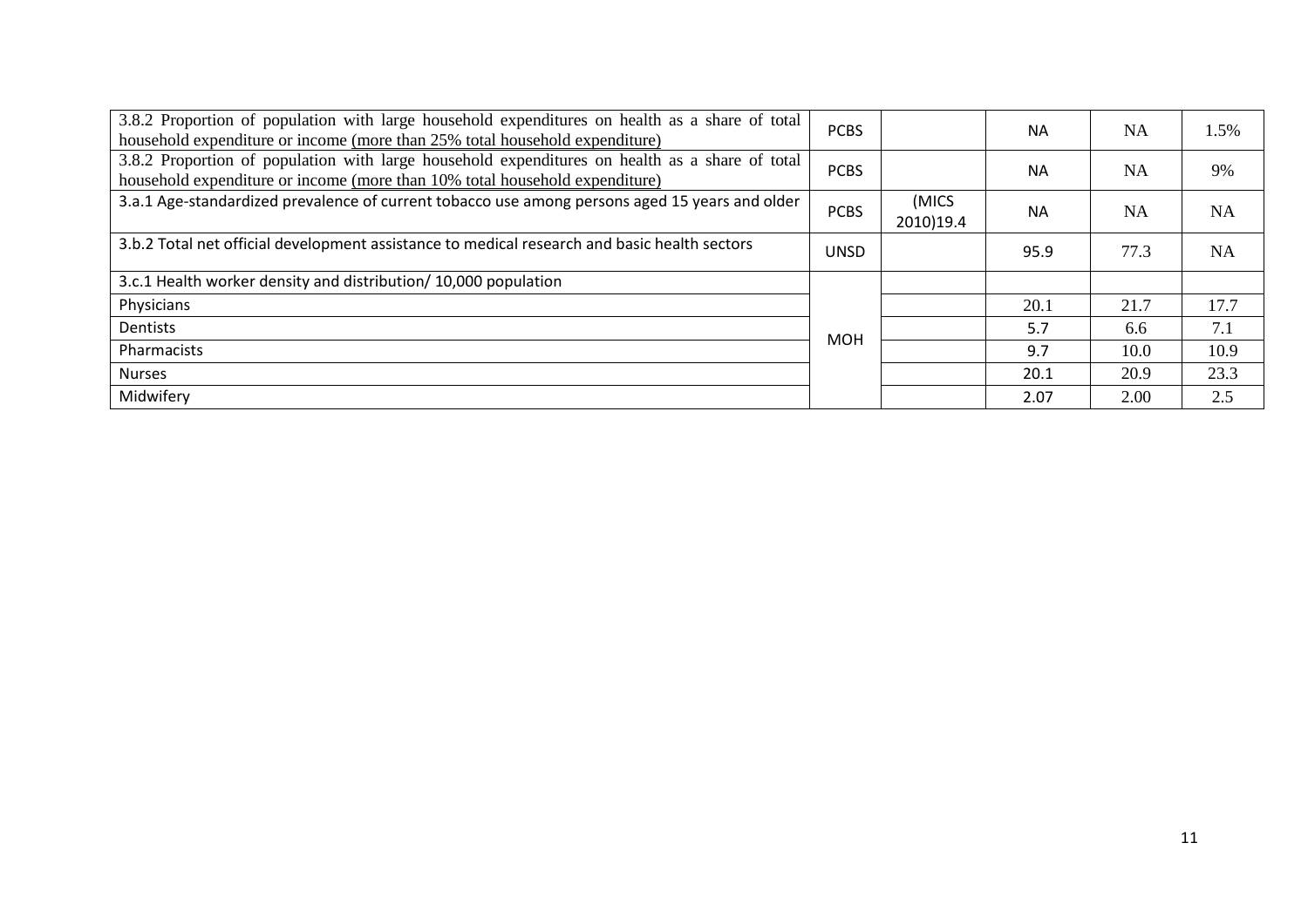| | | | | | |
|---|---|---|---|---|---|
| 3.8.2 Proportion of population with large household expenditures on health as a share of total household expenditure or income (more than 25% total household expenditure) | PCBS | | NA | NA | 1.5% |
| 3.8.2 Proportion of population with large household expenditures on health as a share of total household expenditure or income (more than 10% total household expenditure) | PCBS | | NA | NA | 9% |
| 3.a.1 Age-standardized prevalence of current tobacco use among persons aged 15 years and older | PCBS | (MICS 2010)19.4 | NA | NA | NA |
| 3.b.2 Total net official development assistance to medical research and basic health sectors | UNSD | | 95.9 | 77.3 | NA |
| 3.c.1 Health worker density and distribution/ 10,000 population | MOH | | | | |
| Physicians | | | 20.1 | 21.7 | 17.7 |
| Dentists | | | 5.7 | 6.6 | 7.1 |
| Pharmacists | | | 9.7 | 10.0 | 10.9 |
| Nurses | | | 20.1 | 20.9 | 23.3 |
| Midwifery | | | 2.07 | 2.00 | 2.5 |